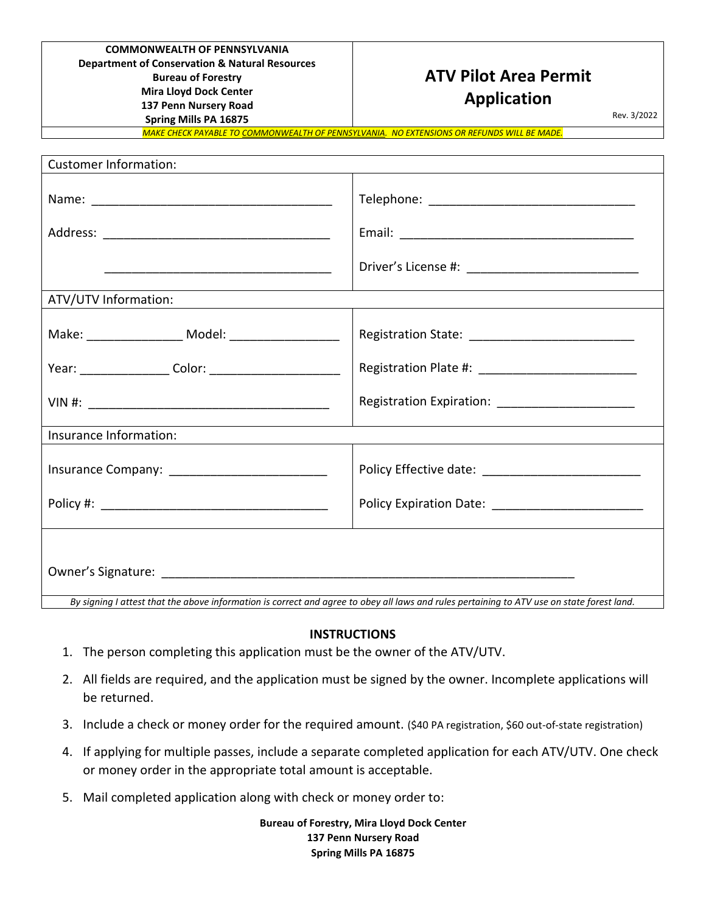**COMMONWEALTH OF PENNSYLVANIA**
**Department of Conservation & Natural Resources**
**Bureau of Forestry**
**Mira Lloyd Dock Center**
**137 Penn Nursery Road**
**Spring Mills PA 16875**

# ATV Pilot Area Permit Application

Rev. 3/2022

*MAKE CHECK PAYABLE TO COMMONWEALTH OF PENNSYLVANIA. NO EXTENSIONS OR REFUNDS WILL BE MADE.*

## Customer Information:

| | |
|---|---|
| Name: ___________________________________ | Telephone: ______________________________ |
| Address: _________________________________ | Email: ___________________________________ |
| _________________________________ | Driver's License #: _________________________ |

## ATV/UTV Information:

| | |
|---|---|
| Make: ______________ Model: ________________ | Registration State: _______________________ |
| Year: _____________ Color: __________________ | Registration Plate #: ______________________ |
| VIN #: ___________________________________ | Registration Expiration: ___________________ |

## Insurance Information:

| | |
|---|---|
| Insurance Company: _______________________ | Policy Effective date: ______________________ |
| Policy #: _________________________________ | Policy Expiration Date: _____________________ |

Owner's Signature: ___________________________________________________________

*By signing I attest that the above information is correct and agree to obey all laws and rules pertaining to ATV use on state forest land.*

## INSTRUCTIONS

1. The person completing this application must be the owner of the ATV/UTV.
2. All fields are required, and the application must be signed by the owner. Incomplete applications will be returned.
3. Include a check or money order for the required amount. ($40 PA registration, $60 out-of-state registration)
4. If applying for multiple passes, include a separate completed application for each ATV/UTV. One check or money order in the appropriate total amount is acceptable.
5. Mail completed application along with check or money order to:

**Bureau of Forestry, Mira Lloyd Dock Center**
**137 Penn Nursery Road**
**Spring Mills PA 16875**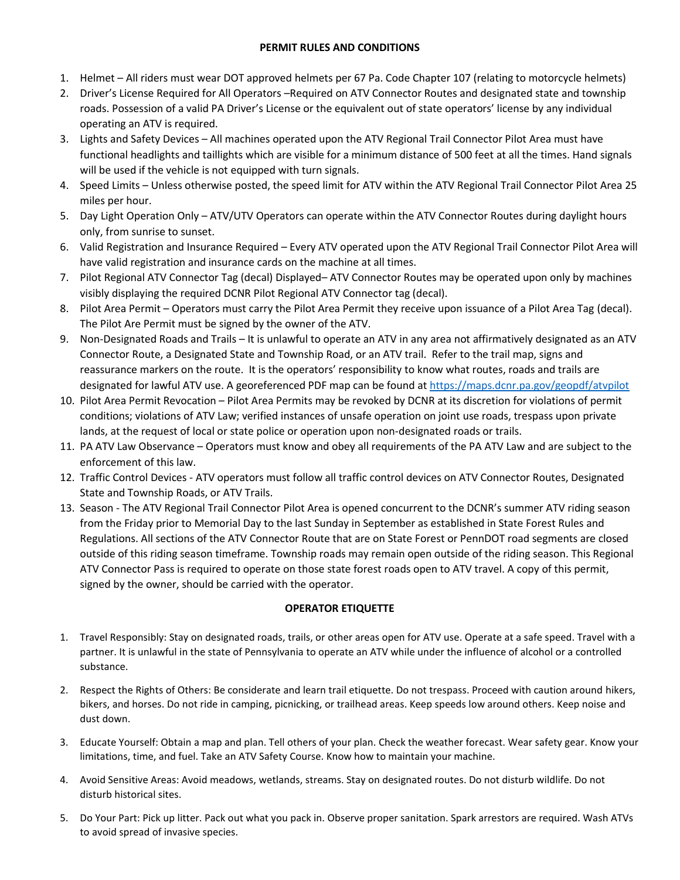## PERMIT RULES AND CONDITIONS

1. Helmet – All riders must wear DOT approved helmets per 67 Pa. Code Chapter 107 (relating to motorcycle helmets)
2. Driver's License Required for All Operators –Required on ATV Connector Routes and designated state and township roads. Possession of a valid PA Driver's License or the equivalent out of state operators' license by any individual operating an ATV is required.
3. Lights and Safety Devices – All machines operated upon the ATV Regional Trail Connector Pilot Area must have functional headlights and taillights which are visible for a minimum distance of 500 feet at all the times. Hand signals will be used if the vehicle is not equipped with turn signals.
4. Speed Limits – Unless otherwise posted, the speed limit for ATV within the ATV Regional Trail Connector Pilot Area 25 miles per hour.
5. Day Light Operation Only – ATV/UTV Operators can operate within the ATV Connector Routes during daylight hours only, from sunrise to sunset.
6. Valid Registration and Insurance Required – Every ATV operated upon the ATV Regional Trail Connector Pilot Area will have valid registration and insurance cards on the machine at all times.
7. Pilot Regional ATV Connector Tag (decal) Displayed– ATV Connector Routes may be operated upon only by machines visibly displaying the required DCNR Pilot Regional ATV Connector tag (decal).
8. Pilot Area Permit – Operators must carry the Pilot Area Permit they receive upon issuance of a Pilot Area Tag (decal). The Pilot Are Permit must be signed by the owner of the ATV.
9. Non-Designated Roads and Trails – It is unlawful to operate an ATV in any area not affirmatively designated as an ATV Connector Route, a Designated State and Township Road, or an ATV trail. Refer to the trail map, signs and reassurance markers on the route. It is the operators' responsibility to know what routes, roads and trails are designated for lawful ATV use. A georeferenced PDF map can be found at [https://maps.dcnr.pa.gov/geopdf/atvpilot](https://maps.dcnr.pa.gov/geopdf/atvpilot)
10. Pilot Area Permit Revocation – Pilot Area Permits may be revoked by DCNR at its discretion for violations of permit conditions; violations of ATV Law; verified instances of unsafe operation on joint use roads, trespass upon private lands, at the request of local or state police or operation upon non-designated roads or trails.
11. PA ATV Law Observance – Operators must know and obey all requirements of the PA ATV Law and are subject to the enforcement of this law.
12. Traffic Control Devices - ATV operators must follow all traffic control devices on ATV Connector Routes, Designated State and Township Roads, or ATV Trails.
13. Season - The ATV Regional Trail Connector Pilot Area is opened concurrent to the DCNR's summer ATV riding season from the Friday prior to Memorial Day to the last Sunday in September as established in State Forest Rules and Regulations. All sections of the ATV Connector Route that are on State Forest or PennDOT road segments are closed outside of this riding season timeframe. Township roads may remain open outside of the riding season. This Regional ATV Connector Pass is required to operate on those state forest roads open to ATV travel. A copy of this permit, signed by the owner, should be carried with the operator.

## OPERATOR ETIQUETTE

1. Travel Responsibly: Stay on designated roads, trails, or other areas open for ATV use. Operate at a safe speed. Travel with a partner. It is unlawful in the state of Pennsylvania to operate an ATV while under the influence of alcohol or a controlled substance.

2. Respect the Rights of Others: Be considerate and learn trail etiquette. Do not trespass. Proceed with caution around hikers, bikers, and horses. Do not ride in camping, picnicking, or trailhead areas. Keep speeds low around others. Keep noise and dust down.

3. Educate Yourself: Obtain a map and plan. Tell others of your plan. Check the weather forecast. Wear safety gear. Know your limitations, time, and fuel. Take an ATV Safety Course. Know how to maintain your machine.

4. Avoid Sensitive Areas: Avoid meadows, wetlands, streams. Stay on designated routes. Do not disturb wildlife. Do not disturb historical sites.

5. Do Your Part: Pick up litter. Pack out what you pack in. Observe proper sanitation. Spark arrestors are required. Wash ATVs to avoid spread of invasive species.